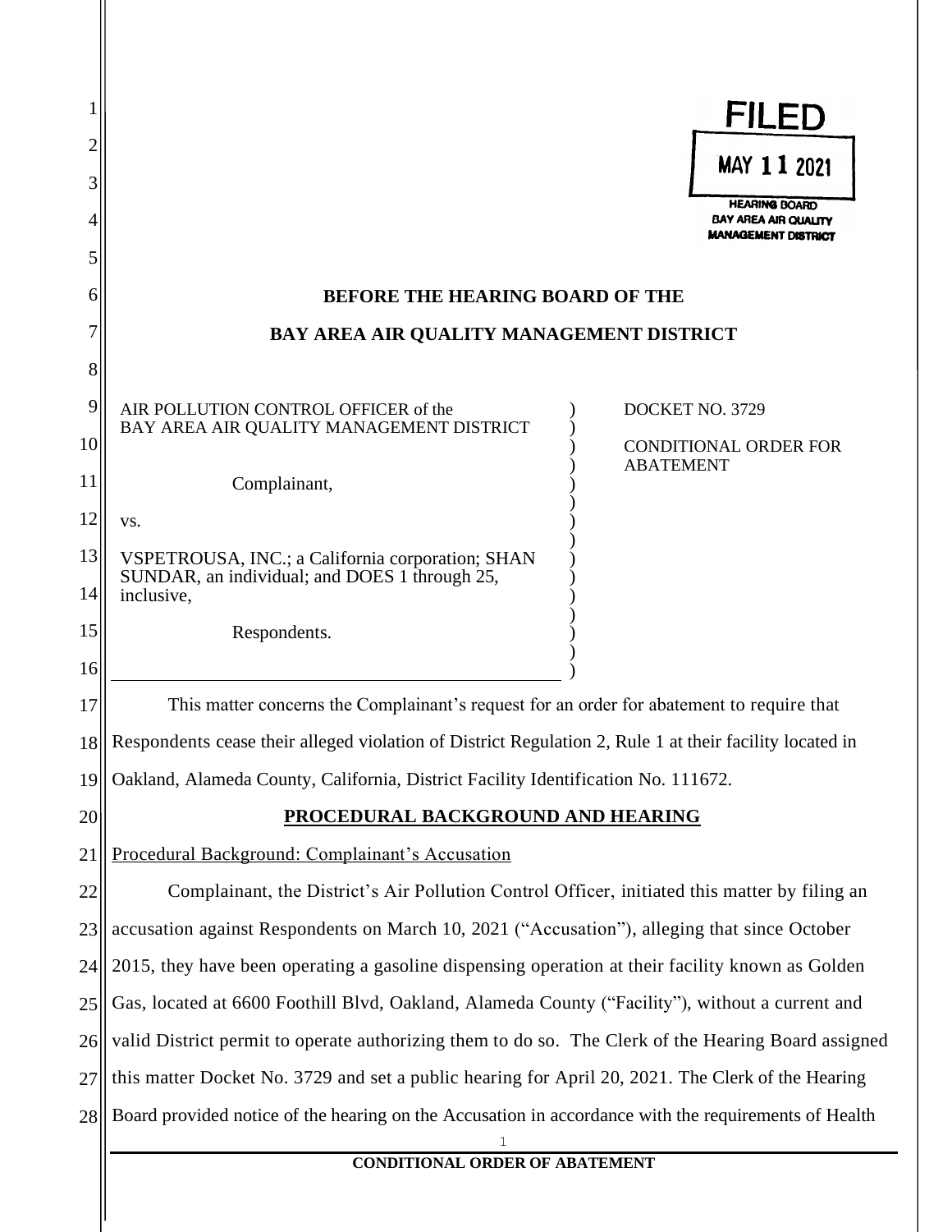FILED

MAY 11 2021

HEARING BOARD
BAY AREA AIR QUALITY
MANAGEMENT DISTRICT

**BEFORE THE HEARING BOARD OF THE**

**BAY AREA AIR QUALITY MANAGEMENT DISTRICT**

AIR POLLUTION CONTROL OFFICER of the BAY AREA AIR QUALITY MANAGEMENT DISTRICT

Complainant,

vs.

VSPETROUSA, INC.; a California corporation; SHAN SUNDAR, an individual; and DOES 1 through 25, inclusive,

Respondents.

DOCKET NO. 3729

CONDITIONAL ORDER FOR ABATEMENT

This matter concerns the Complainant's request for an order for abatement to require that Respondents cease their alleged violation of District Regulation 2, Rule 1 at their facility located in Oakland, Alameda County, California, District Facility Identification No. 111672.

**PROCEDURAL BACKGROUND AND HEARING**

Procedural Background: Complainant's Accusation

Complainant, the District's Air Pollution Control Officer, initiated this matter by filing an accusation against Respondents on March 10, 2021 ("Accusation"), alleging that since October 2015, they have been operating a gasoline dispensing operation at their facility known as Golden Gas, located at 6600 Foothill Blvd, Oakland, Alameda County ("Facility"), without a current and valid District permit to operate authorizing them to do so. The Clerk of the Hearing Board assigned this matter Docket No. 3729 and set a public hearing for April 20, 2021. The Clerk of the Hearing Board provided notice of the hearing on the Accusation in accordance with the requirements of Health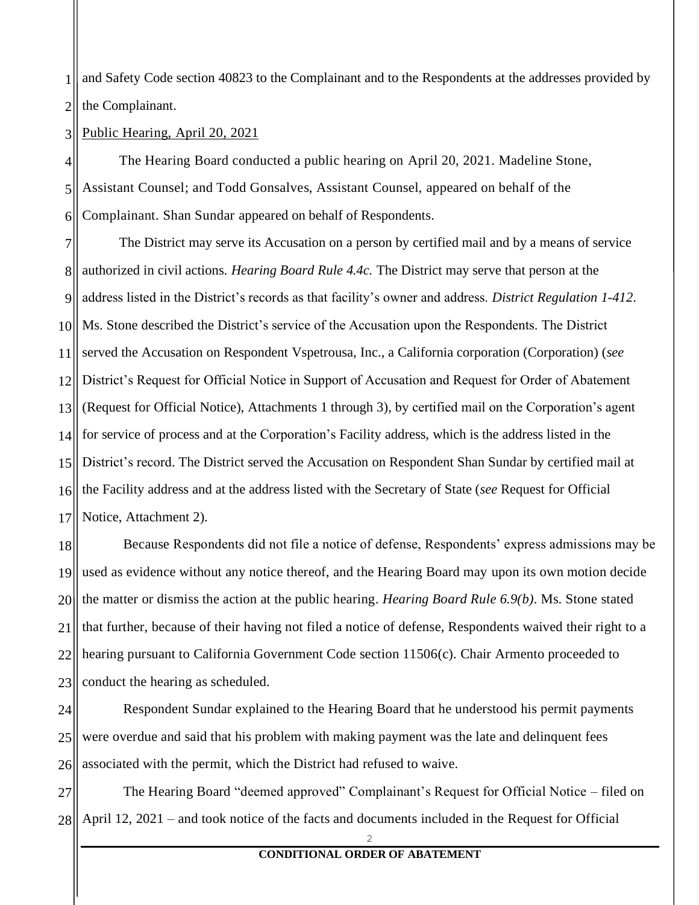and Safety Code section 40823 to the Complainant and to the Respondents at the addresses provided by the Complainant.

Public Hearing, April 20, 2021

The Hearing Board conducted a public hearing on April 20, 2021. Madeline Stone, Assistant Counsel; and Todd Gonsalves, Assistant Counsel, appeared on behalf of the Complainant. Shan Sundar appeared on behalf of Respondents.

The District may serve its Accusation on a person by certified mail and by a means of service authorized in civil actions. *Hearing Board Rule 4.4c.* The District may serve that person at the address listed in the District's records as that facility's owner and address. *District Regulation 1-412*. Ms. Stone described the District's service of the Accusation upon the Respondents. The District served the Accusation on Respondent Vspetrousa, Inc., a California corporation (Corporation) (*see* District's Request for Official Notice in Support of Accusation and Request for Order of Abatement (Request for Official Notice), Attachments 1 through 3), by certified mail on the Corporation's agent for service of process and at the Corporation's Facility address, which is the address listed in the District's record. The District served the Accusation on Respondent Shan Sundar by certified mail at the Facility address and at the address listed with the Secretary of State (*see* Request for Official Notice, Attachment 2).

Because Respondents did not file a notice of defense, Respondents' express admissions may be used as evidence without any notice thereof, and the Hearing Board may upon its own motion decide the matter or dismiss the action at the public hearing. *Hearing Board Rule 6.9(b)*. Ms. Stone stated that further, because of their having not filed a notice of defense, Respondents waived their right to a hearing pursuant to California Government Code section 11506(c). Chair Armento proceeded to conduct the hearing as scheduled.

Respondent Sundar explained to the Hearing Board that he understood his permit payments were overdue and said that his problem with making payment was the late and delinquent fees associated with the permit, which the District had refused to waive.

The Hearing Board "deemed approved" Complainant's Request for Official Notice – filed on April 12, 2021 – and took notice of the facts and documents included in the Request for Official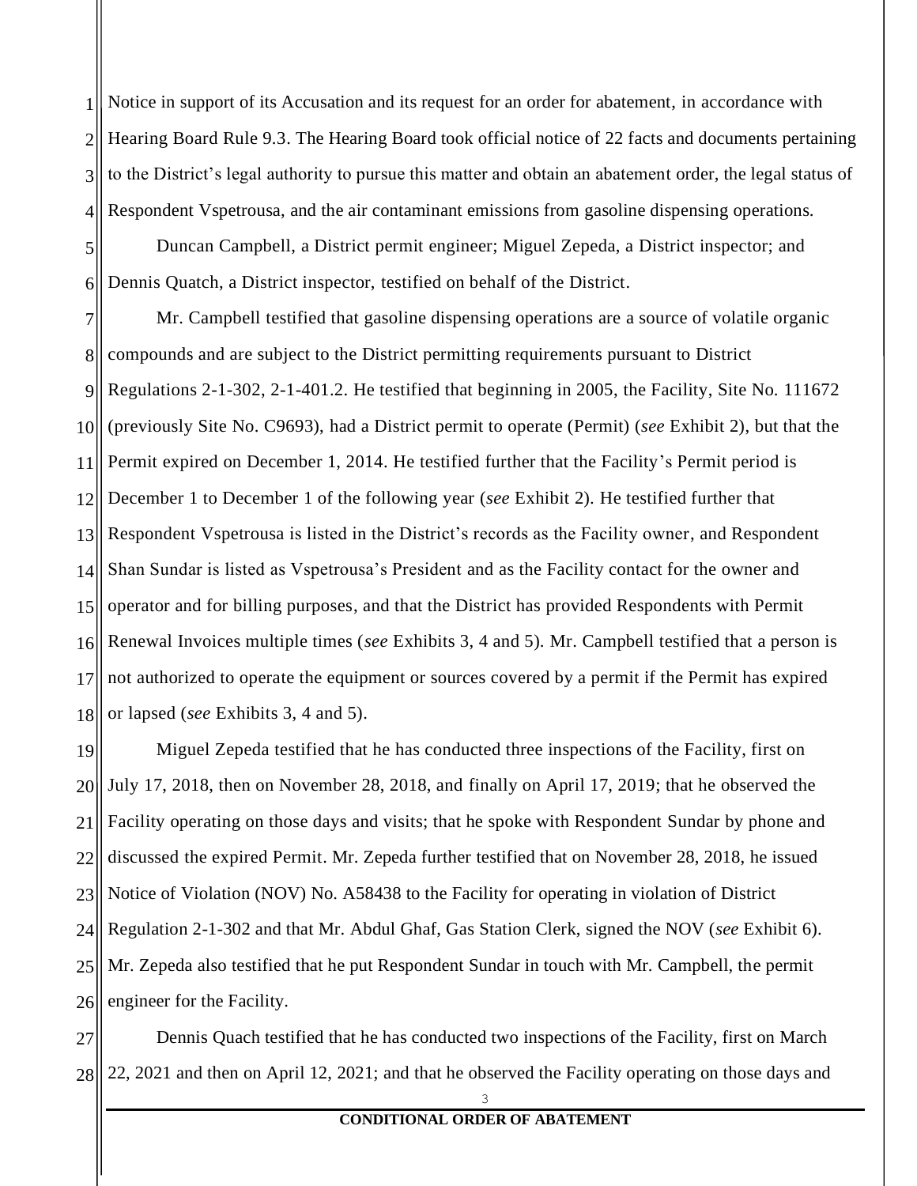Notice in support of its Accusation and its request for an order for abatement, in accordance with Hearing Board Rule 9.3. The Hearing Board took official notice of 22 facts and documents pertaining to the District's legal authority to pursue this matter and obtain an abatement order, the legal status of Respondent Vspetrousa, and the air contaminant emissions from gasoline dispensing operations.

Duncan Campbell, a District permit engineer; Miguel Zepeda, a District inspector; and Dennis Quatch, a District inspector, testified on behalf of the District.

Mr. Campbell testified that gasoline dispensing operations are a source of volatile organic compounds and are subject to the District permitting requirements pursuant to District Regulations 2-1-302, 2-1-401.2. He testified that beginning in 2005, the Facility, Site No. 111672 (previously Site No. C9693), had a District permit to operate (Permit) (*see* Exhibit 2), but that the Permit expired on December 1, 2014. He testified further that the Facility's Permit period is December 1 to December 1 of the following year (*see* Exhibit 2). He testified further that Respondent Vspetrousa is listed in the District's records as the Facility owner, and Respondent Shan Sundar is listed as Vspetrousa's President and as the Facility contact for the owner and operator and for billing purposes, and that the District has provided Respondents with Permit Renewal Invoices multiple times (*see* Exhibits 3, 4 and 5). Mr. Campbell testified that a person is not authorized to operate the equipment or sources covered by a permit if the Permit has expired or lapsed (*see* Exhibits 3, 4 and 5).

Miguel Zepeda testified that he has conducted three inspections of the Facility, first on July 17, 2018, then on November 28, 2018, and finally on April 17, 2019; that he observed the Facility operating on those days and visits; that he spoke with Respondent Sundar by phone and discussed the expired Permit. Mr. Zepeda further testified that on November 28, 2018, he issued Notice of Violation (NOV) No. A58438 to the Facility for operating in violation of District Regulation 2-1-302 and that Mr. Abdul Ghaf, Gas Station Clerk, signed the NOV (*see* Exhibit 6). Mr. Zepeda also testified that he put Respondent Sundar in touch with Mr. Campbell, the permit engineer for the Facility.

Dennis Quach testified that he has conducted two inspections of the Facility, first on March 22, 2021 and then on April 12, 2021; and that he observed the Facility operating on those days and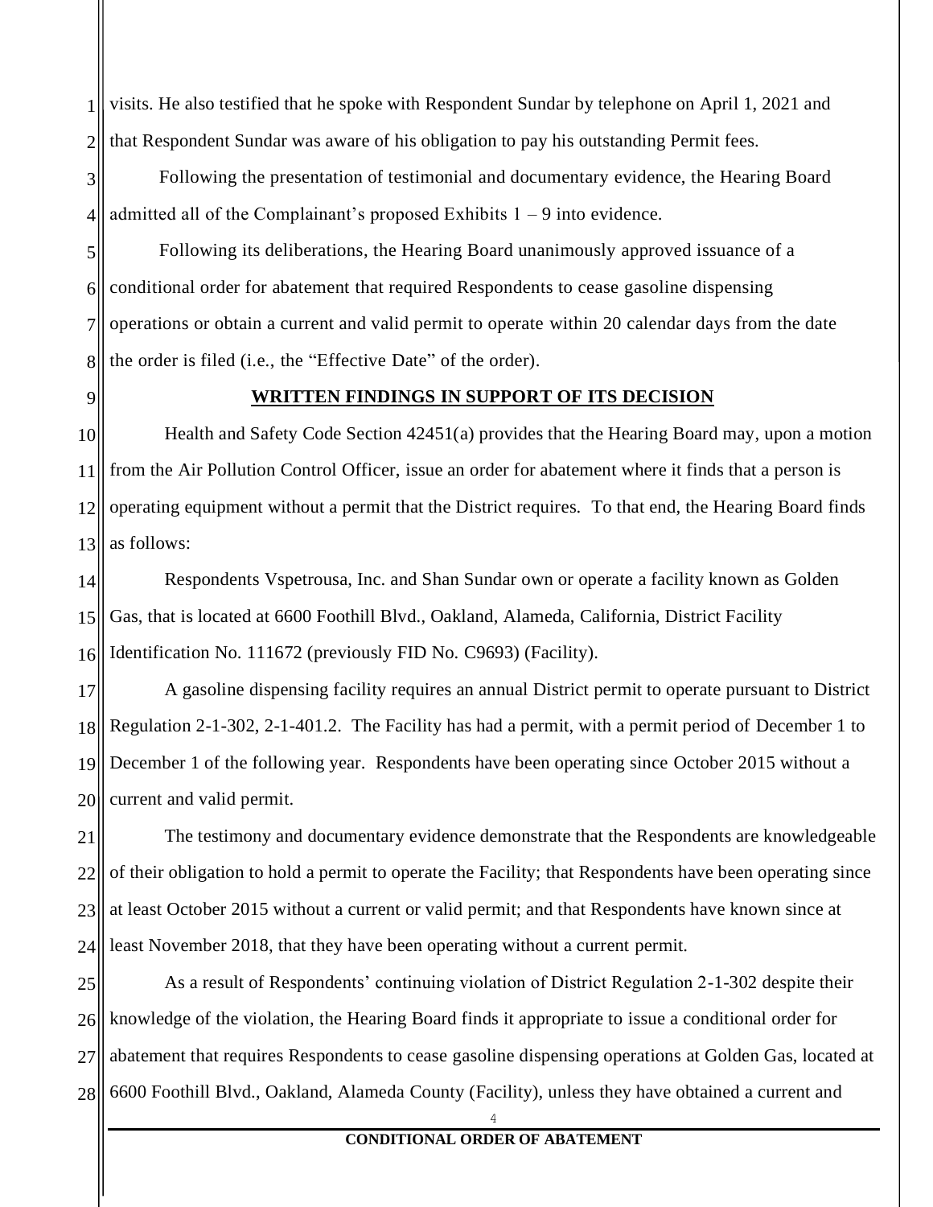visits. He also testified that he spoke with Respondent Sundar by telephone on April 1, 2021 and that Respondent Sundar was aware of his obligation to pay his outstanding Permit fees.

Following the presentation of testimonial and documentary evidence, the Hearing Board admitted all of the Complainant's proposed Exhibits 1 – 9 into evidence.

Following its deliberations, the Hearing Board unanimously approved issuance of a conditional order for abatement that required Respondents to cease gasoline dispensing operations or obtain a current and valid permit to operate within 20 calendar days from the date the order is filed (i.e., the "Effective Date" of the order).

## WRITTEN FINDINGS IN SUPPORT OF ITS DECISION

Health and Safety Code Section 42451(a) provides that the Hearing Board may, upon a motion from the Air Pollution Control Officer, issue an order for abatement where it finds that a person is operating equipment without a permit that the District requires. To that end, the Hearing Board finds as follows:

Respondents Vspetrousa, Inc. and Shan Sundar own or operate a facility known as Golden Gas, that is located at 6600 Foothill Blvd., Oakland, Alameda, California, District Facility Identification No. 111672 (previously FID No. C9693) (Facility).

A gasoline dispensing facility requires an annual District permit to operate pursuant to District Regulation 2-1-302, 2-1-401.2. The Facility has had a permit, with a permit period of December 1 to December 1 of the following year. Respondents have been operating since October 2015 without a current and valid permit.

The testimony and documentary evidence demonstrate that the Respondents are knowledgeable of their obligation to hold a permit to operate the Facility; that Respondents have been operating since at least October 2015 without a current or valid permit; and that Respondents have known since at least November 2018, that they have been operating without a current permit.

As a result of Respondents' continuing violation of District Regulation 2-1-302 despite their knowledge of the violation, the Hearing Board finds it appropriate to issue a conditional order for abatement that requires Respondents to cease gasoline dispensing operations at Golden Gas, located at 6600 Foothill Blvd., Oakland, Alameda County (Facility), unless they have obtained a current and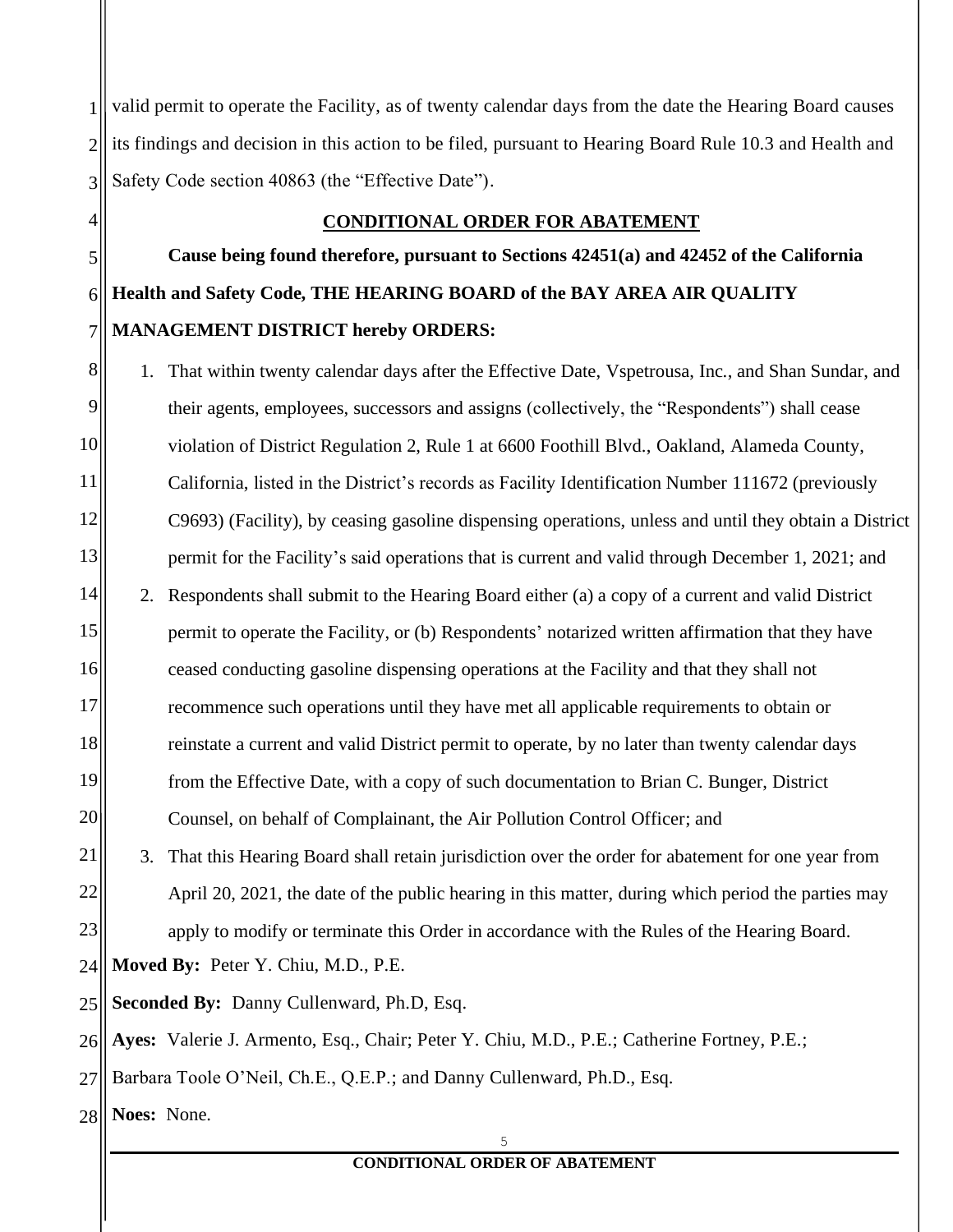valid permit to operate the Facility, as of twenty calendar days from the date the Hearing Board causes its findings and decision in this action to be filed, pursuant to Hearing Board Rule 10.3 and Health and Safety Code section 40863 (the "Effective Date").

## CONDITIONAL ORDER FOR ABATEMENT

**Cause being found therefore, pursuant to Sections 42451(a) and 42452 of the California Health and Safety Code, THE HEARING BOARD of the BAY AREA AIR QUALITY MANAGEMENT DISTRICT hereby ORDERS:**

1. That within twenty calendar days after the Effective Date, Vspetrousa, Inc., and Shan Sundar, and their agents, employees, successors and assigns (collectively, the "Respondents") shall cease violation of District Regulation 2, Rule 1 at 6600 Foothill Blvd., Oakland, Alameda County, California, listed in the District's records as Facility Identification Number 111672 (previously C9693) (Facility), by ceasing gasoline dispensing operations, unless and until they obtain a District permit for the Facility's said operations that is current and valid through December 1, 2021; and
2. Respondents shall submit to the Hearing Board either (a) a copy of a current and valid District permit to operate the Facility, or (b) Respondents' notarized written affirmation that they have ceased conducting gasoline dispensing operations at the Facility and that they shall not recommence such operations until they have met all applicable requirements to obtain or reinstate a current and valid District permit to operate, by no later than twenty calendar days from the Effective Date, with a copy of such documentation to Brian C. Bunger, District Counsel, on behalf of Complainant, the Air Pollution Control Officer; and
3. That this Hearing Board shall retain jurisdiction over the order for abatement for one year from April 20, 2021, the date of the public hearing in this matter, during which period the parties may apply to modify or terminate this Order in accordance with the Rules of the Hearing Board.

**Moved By:** Peter Y. Chiu, M.D., P.E.

**Seconded By:** Danny Cullenward, Ph.D, Esq.

**Ayes:** Valerie J. Armento, Esq., Chair; Peter Y. Chiu, M.D., P.E.; Catherine Fortney, P.E.; Barbara Toole O'Neil, Ch.E., Q.E.P.; and Danny Cullenward, Ph.D., Esq.

**Noes:** None.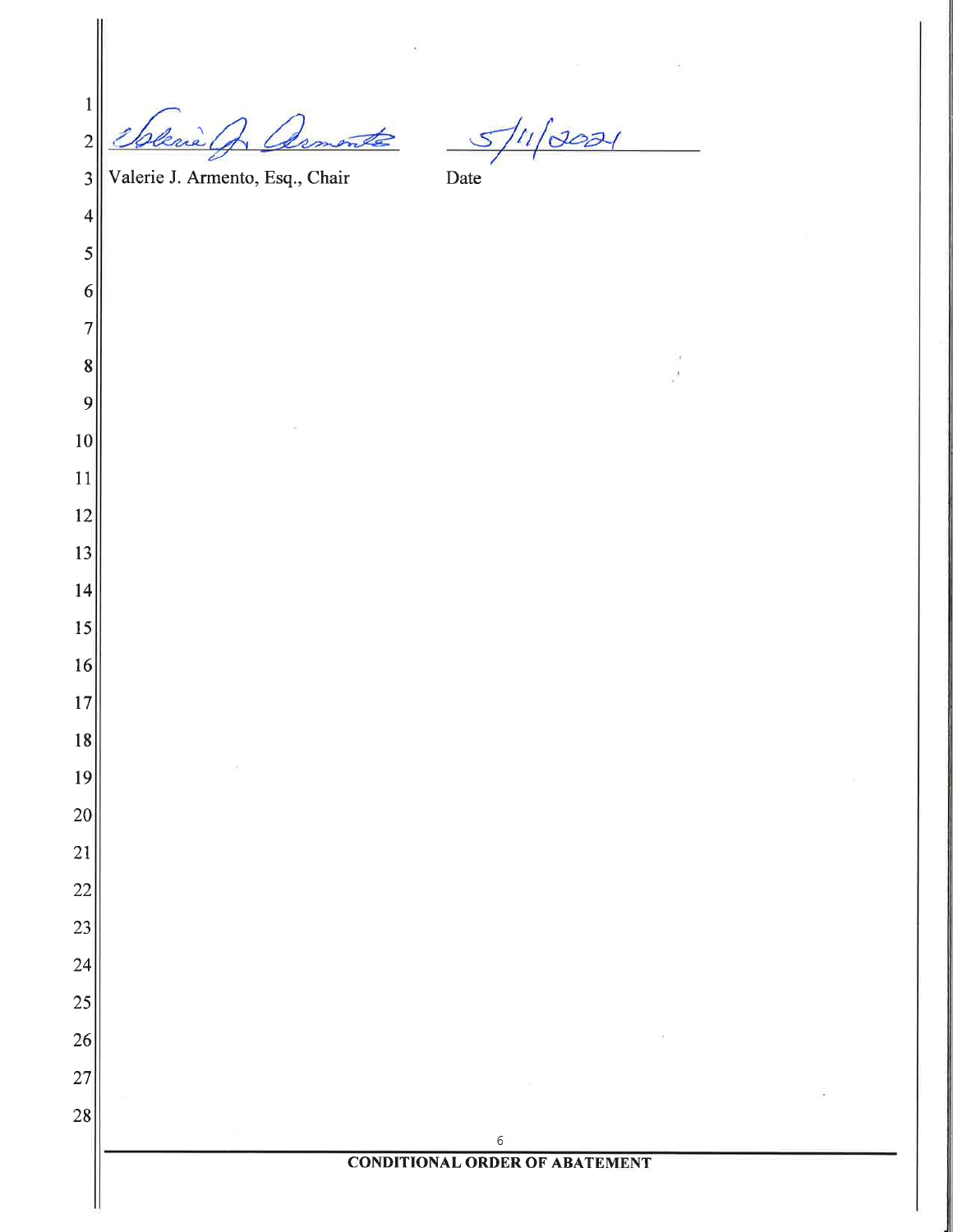Valerie J. Armento, Esq., Chair    5/11/2021

Date

CONDITIONAL ORDER OF ABATEMENT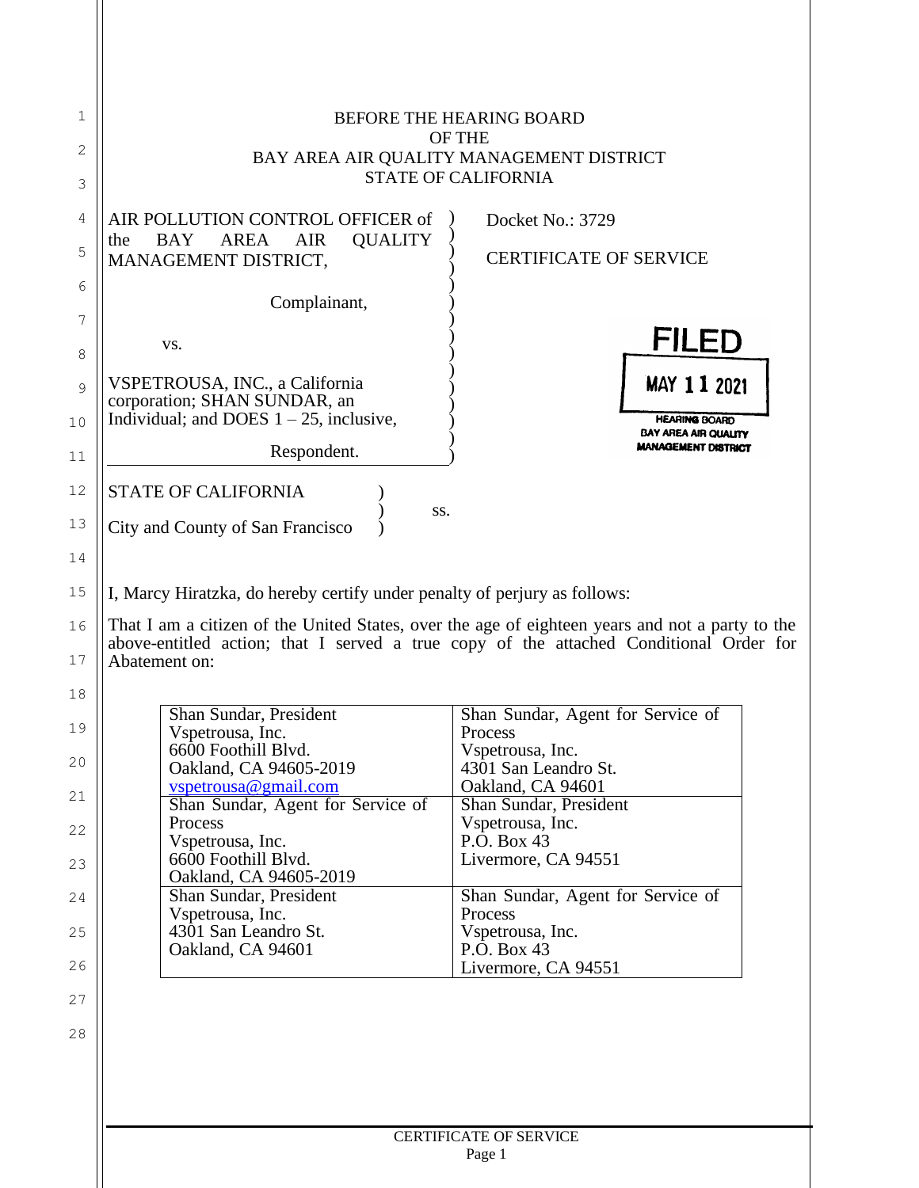BEFORE THE HEARING BOARD
OF THE
BAY AREA AIR QUALITY MANAGEMENT DISTRICT
STATE OF CALIFORNIA

AIR POLLUTION CONTROL OFFICER of the BAY AREA AIR QUALITY MANAGEMENT DISTRICT,

Complainant,

vs.

VSPETROUSA, INC., a California corporation; SHAN SUNDAR, an Individual; and DOES 1 – 25, inclusive,

Respondent.

Docket No.: 3729

CERTIFICATE OF SERVICE

FILED
MAY 11 2021
HEARING BOARD
BAY AREA AIR QUALITY MANAGEMENT DISTRICT

STATE OF CALIFORNIA )
) ss.
City and County of San Francisco )

I, Marcy Hiratzka, do hereby certify under penalty of perjury as follows:

That I am a citizen of the United States, over the age of eighteen years and not a party to the above-entitled action; that I served a true copy of the attached Conditional Order for Abatement on:

| | |
|---|---|
| Shan Sundar, President<br>Vspetrousa, Inc.<br>6600 Foothill Blvd.<br>Oakland, CA 94605-2019<br>vspetrousa@gmail.com | Shan Sundar, Agent for Service of Process<br>Vspetrousa, Inc.<br>4301 San Leandro St.<br>Oakland, CA 94601 |
| Shan Sundar, Agent for Service of Process<br>Vspetrousa, Inc.<br>6600 Foothill Blvd.<br>Oakland, CA 94605-2019 | Shan Sundar, President<br>Vspetrousa, Inc.<br>P.O. Box 43<br>Livermore, CA 94551 |
| Shan Sundar, President<br>Vspetrousa, Inc.<br>4301 San Leandro St.<br>Oakland, CA 94601 | Shan Sundar, Agent for Service of Process<br>Vspetrousa, Inc.<br>P.O. Box 43<br>Livermore, CA 94551 |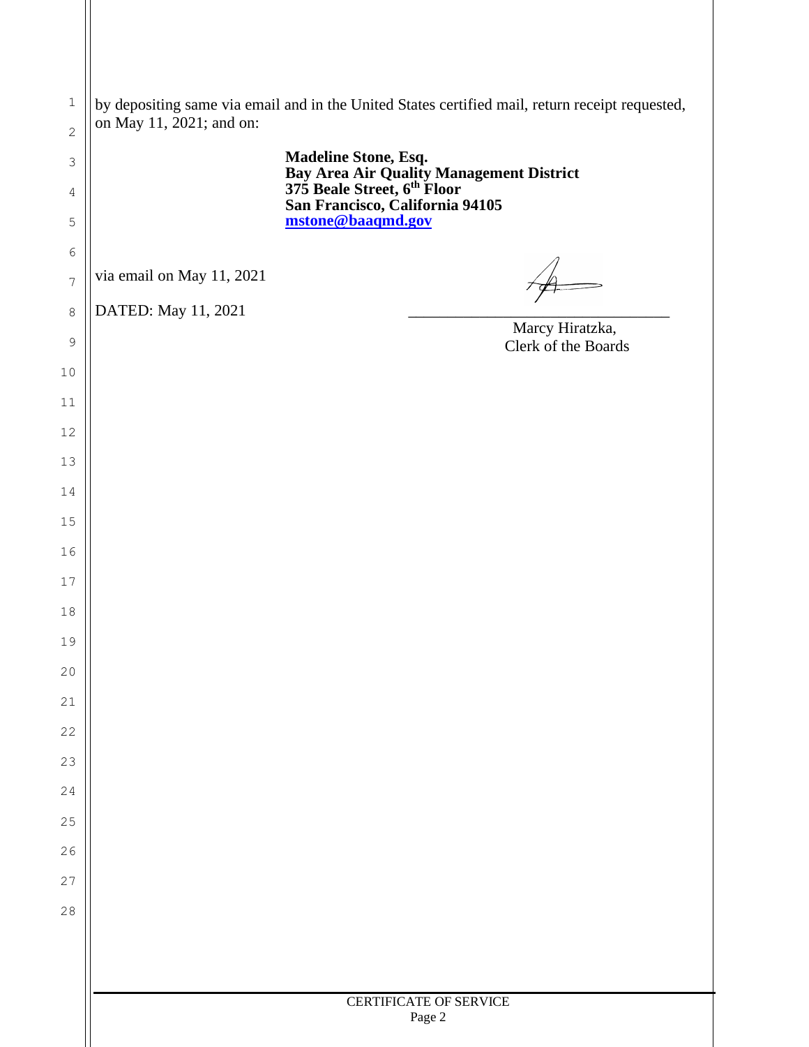by depositing same via email and in the United States certified mail, return receipt requested, on May 11, 2021; and on:

**Madeline Stone, Esq.**
**Bay Area Air Quality Management District**
**375 Beale Street, 6th Floor**
**San Francisco, California 94105**
**mstone@baaqmd.gov**

via email on May 11, 2021

DATED: May 11, 2021

\_\_\_\_\_\_\_\_\_\_\_\_\_\_\_\_\_\_\_\_\_\_\_\_\_\_\_\_\_\_\_\_\_\_
Marcy Hiratzka,
Clerk of the Boards

CERTIFICATE OF SERVICE